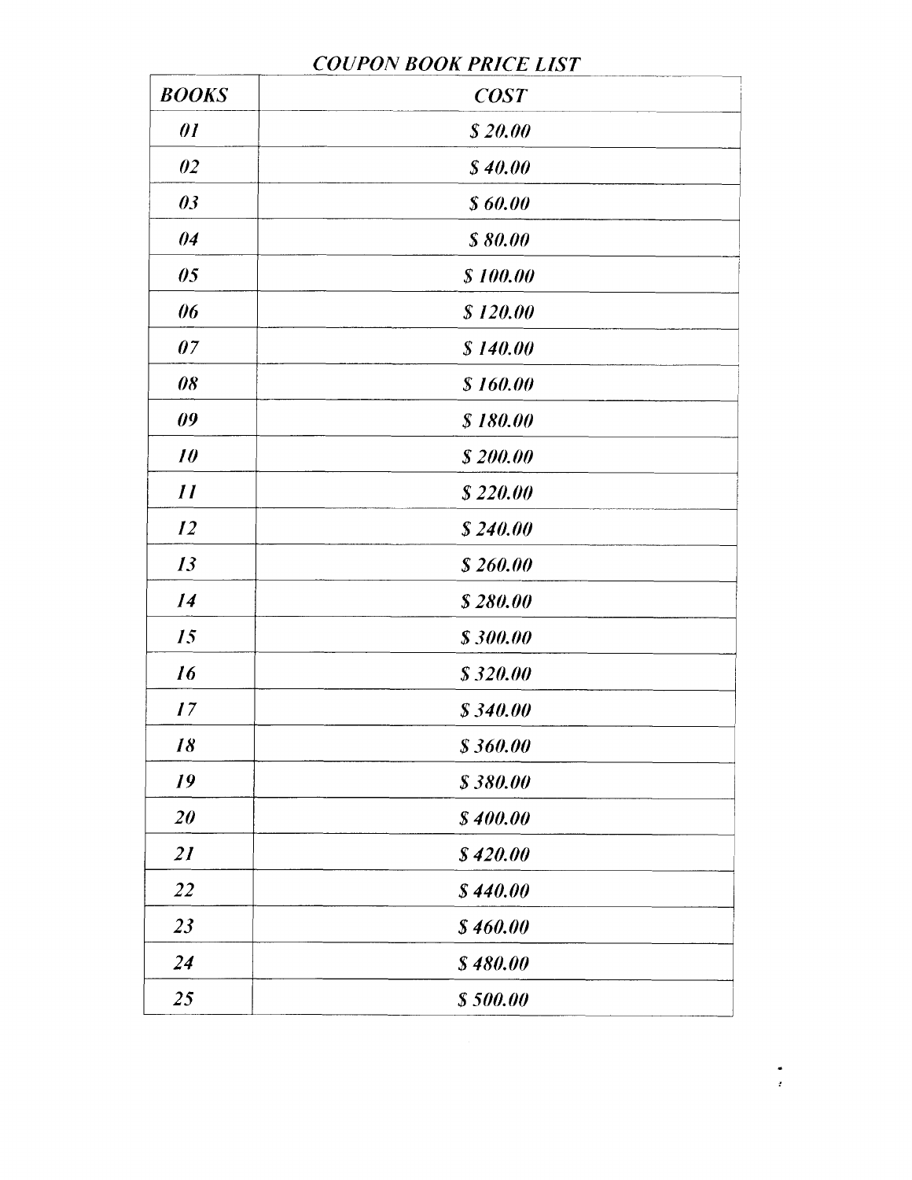*COUPON BOOK PRICE LIST*

| ***BOOKS*** | ***COST*** |
|---|---|
| ***01*** | ***$ 20.00*** |
| ***02*** | ***$ 40.00*** |
| ***03*** | ***$ 60.00*** |
| ***04*** | ***$ 80.00*** |
| ***05*** | ***$ 100.00*** |
| ***06*** | ***$ 120.00*** |
| ***07*** | ***$ 140.00*** |
| ***08*** | ***$ 160.00*** |
| ***09*** | ***$ 180.00*** |
| ***10*** | ***$ 200.00*** |
| ***11*** | ***$ 220.00*** |
| ***12*** | ***$ 240.00*** |
| ***13*** | ***$ 260.00*** |
| ***14*** | ***$ 280.00*** |
| ***15*** | ***$ 300.00*** |
| ***16*** | ***$ 320.00*** |
| ***17*** | ***$ 340.00*** |
| ***18*** | ***$ 360.00*** |
| ***19*** | ***$ 380.00*** |
| ***20*** | ***$ 400.00*** |
| ***21*** | ***$ 420.00*** |
| ***22*** | ***$ 440.00*** |
| ***23*** | ***$ 460.00*** |
| ***24*** | ***$ 480.00*** |
| ***25*** | ***$ 500.00*** |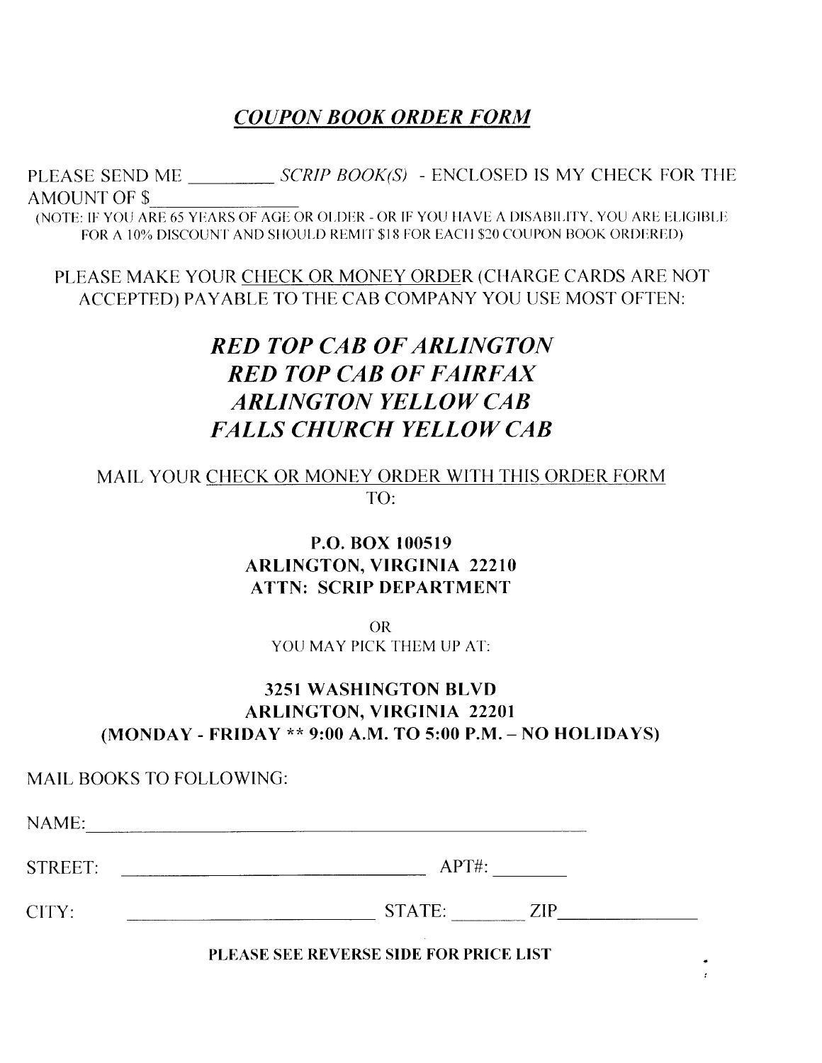# *COUPON BOOK ORDER FORM*

PLEASE SEND ME _________ *SCRIP BOOK(S)* - ENCLOSED IS MY CHECK FOR THE AMOUNT OF $_______________

(NOTE: IF YOU ARE 65 YEARS OF AGE OR OLDER - OR IF YOU HAVE A DISABILITY, YOU ARE ELIGIBLE FOR A 10% DISCOUNT AND SHOULD REMIT $18 FOR EACH $20 COUPON BOOK ORDERED)

PLEASE MAKE YOUR CHECK OR MONEY ORDER (CHARGE CARDS ARE NOT ACCEPTED) PAYABLE TO THE CAB COMPANY YOU USE MOST OFTEN:

***RED TOP CAB OF ARLINGTON***
***RED TOP CAB OF FAIRFAX***
***ARLINGTON YELLOW CAB***
***FALLS CHURCH YELLOW CAB***

MAIL YOUR CHECK OR MONEY ORDER WITH THIS ORDER FORM TO:

**P.O. BOX 100519**
**ARLINGTON, VIRGINIA 22210**
**ATTN: SCRIP DEPARTMENT**

OR
YOU MAY PICK THEM UP AT:

**3251 WASHINGTON BLVD**
**ARLINGTON, VIRGINIA 22201**
**(MONDAY - FRIDAY ** 9:00 A.M. TO 5:00 P.M. – NO HOLIDAYS)**

MAIL BOOKS TO FOLLOWING:

NAME: ____________________________________________

STREET: ______________________________ APT#: ________

CITY: __________________________ STATE: ________ ZIP______________

**PLEASE SEE REVERSE SIDE FOR PRICE LIST**